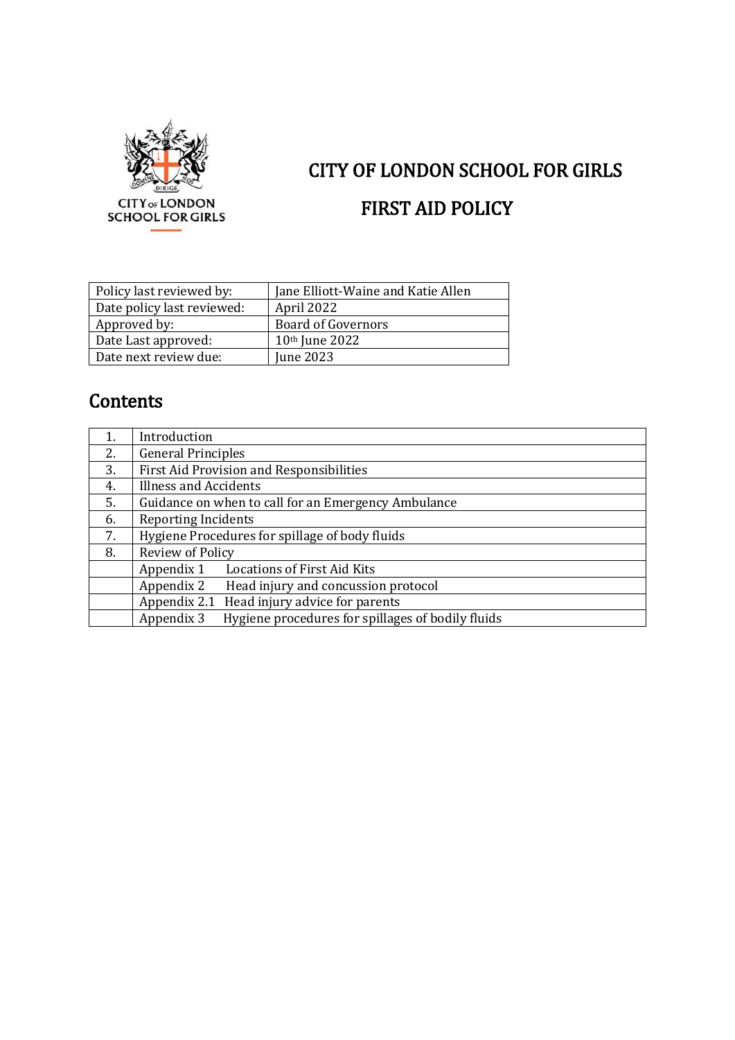# CITY OF LONDON SCHOOL FOR GIRLS

# FIRST AID POLICY

| | |
|---|---|
| Policy last reviewed by: | Jane Elliott-Waine and Katie Allen |
| Date policy last reviewed: | April 2022 |
| Approved by: | Board of Governors |
| Date Last approved: | 10th June 2022 |
| Date next review due: | June 2023 |

## Contents

| | |
|---|---|
| 1. | Introduction |
| 2. | General Principles |
| 3. | First Aid Provision and Responsibilities |
| 4. | Illness and Accidents |
| 5. | Guidance on when to call for an Emergency Ambulance |
| 6. | Reporting Incidents |
| 7. | Hygiene Procedures for spillage of body fluids |
| 8. | Review of Policy |
| | Appendix 1 Locations of First Aid Kits |
| | Appendix 2 Head injury and concussion protocol |
| | Appendix 2.1 Head injury advice for parents |
| | Appendix 3 Hygiene procedures for spillages of bodily fluids |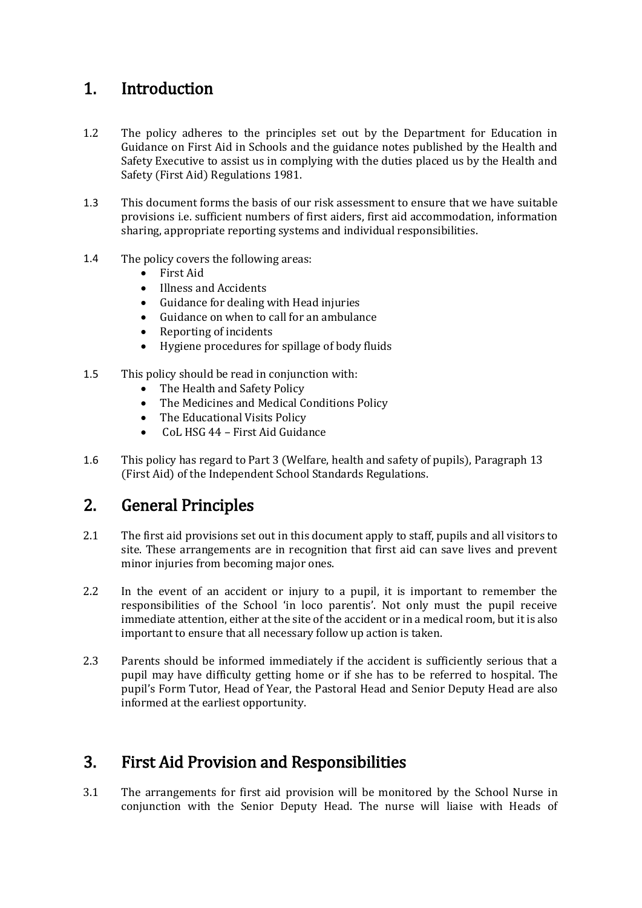## 1. Introduction

1.2 The policy adheres to the principles set out by the Department for Education in Guidance on First Aid in Schools and the guidance notes published by the Health and Safety Executive to assist us in complying with the duties placed us by the Health and Safety (First Aid) Regulations 1981.

1.3 This document forms the basis of our risk assessment to ensure that we have suitable provisions i.e. sufficient numbers of first aiders, first aid accommodation, information sharing, appropriate reporting systems and individual responsibilities.

1.4 The policy covers the following areas:

- First Aid
- Illness and Accidents
- Guidance for dealing with Head injuries
- Guidance on when to call for an ambulance
- Reporting of incidents
- Hygiene procedures for spillage of body fluids

1.5 This policy should be read in conjunction with:

- The Health and Safety Policy
- The Medicines and Medical Conditions Policy
- The Educational Visits Policy
- CoL HSG 44 – First Aid Guidance

1.6 This policy has regard to Part 3 (Welfare, health and safety of pupils), Paragraph 13 (First Aid) of the Independent School Standards Regulations.

## 2. General Principles

2.1 The first aid provisions set out in this document apply to staff, pupils and all visitors to site. These arrangements are in recognition that first aid can save lives and prevent minor injuries from becoming major ones.

2.2 In the event of an accident or injury to a pupil, it is important to remember the responsibilities of the School 'in loco parentis'. Not only must the pupil receive immediate attention, either at the site of the accident or in a medical room, but it is also important to ensure that all necessary follow up action is taken.

2.3 Parents should be informed immediately if the accident is sufficiently serious that a pupil may have difficulty getting home or if she has to be referred to hospital. The pupil's Form Tutor, Head of Year, the Pastoral Head and Senior Deputy Head are also informed at the earliest opportunity.

## 3. First Aid Provision and Responsibilities

3.1 The arrangements for first aid provision will be monitored by the School Nurse in conjunction with the Senior Deputy Head. The nurse will liaise with Heads of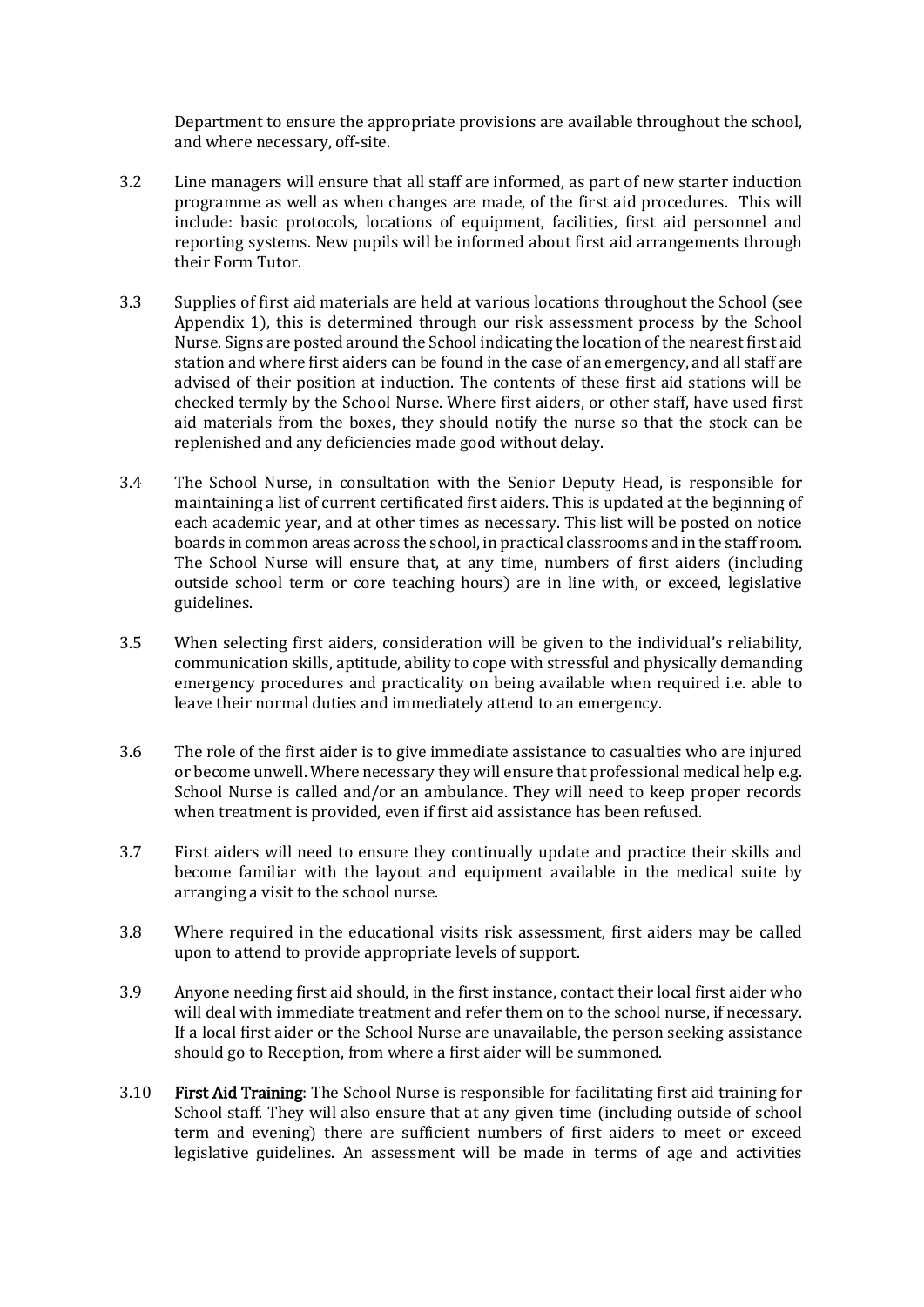Department to ensure the appropriate provisions are available throughout the school, and where necessary, off-site.

3.2 Line managers will ensure that all staff are informed, as part of new starter induction programme as well as when changes are made, of the first aid procedures. This will include: basic protocols, locations of equipment, facilities, first aid personnel and reporting systems. New pupils will be informed about first aid arrangements through their Form Tutor.

3.3 Supplies of first aid materials are held at various locations throughout the School (see Appendix 1), this is determined through our risk assessment process by the School Nurse. Signs are posted around the School indicating the location of the nearest first aid station and where first aiders can be found in the case of an emergency, and all staff are advised of their position at induction. The contents of these first aid stations will be checked termly by the School Nurse. Where first aiders, or other staff, have used first aid materials from the boxes, they should notify the nurse so that the stock can be replenished and any deficiencies made good without delay.

3.4 The School Nurse, in consultation with the Senior Deputy Head, is responsible for maintaining a list of current certificated first aiders. This is updated at the beginning of each academic year, and at other times as necessary. This list will be posted on notice boards in common areas across the school, in practical classrooms and in the staff room. The School Nurse will ensure that, at any time, numbers of first aiders (including outside school term or core teaching hours) are in line with, or exceed, legislative guidelines.

3.5 When selecting first aiders, consideration will be given to the individual's reliability, communication skills, aptitude, ability to cope with stressful and physically demanding emergency procedures and practicality on being available when required i.e. able to leave their normal duties and immediately attend to an emergency.

3.6 The role of the first aider is to give immediate assistance to casualties who are injured or become unwell. Where necessary they will ensure that professional medical help e.g. School Nurse is called and/or an ambulance. They will need to keep proper records when treatment is provided, even if first aid assistance has been refused.

3.7 First aiders will need to ensure they continually update and practice their skills and become familiar with the layout and equipment available in the medical suite by arranging a visit to the school nurse.

3.8 Where required in the educational visits risk assessment, first aiders may be called upon to attend to provide appropriate levels of support.

3.9 Anyone needing first aid should, in the first instance, contact their local first aider who will deal with immediate treatment and refer them on to the school nurse, if necessary. If a local first aider or the School Nurse are unavailable, the person seeking assistance should go to Reception, from where a first aider will be summoned.

3.10 **First Aid Training**: The School Nurse is responsible for facilitating first aid training for School staff. They will also ensure that at any given time (including outside of school term and evening) there are sufficient numbers of first aiders to meet or exceed legislative guidelines. An assessment will be made in terms of age and activities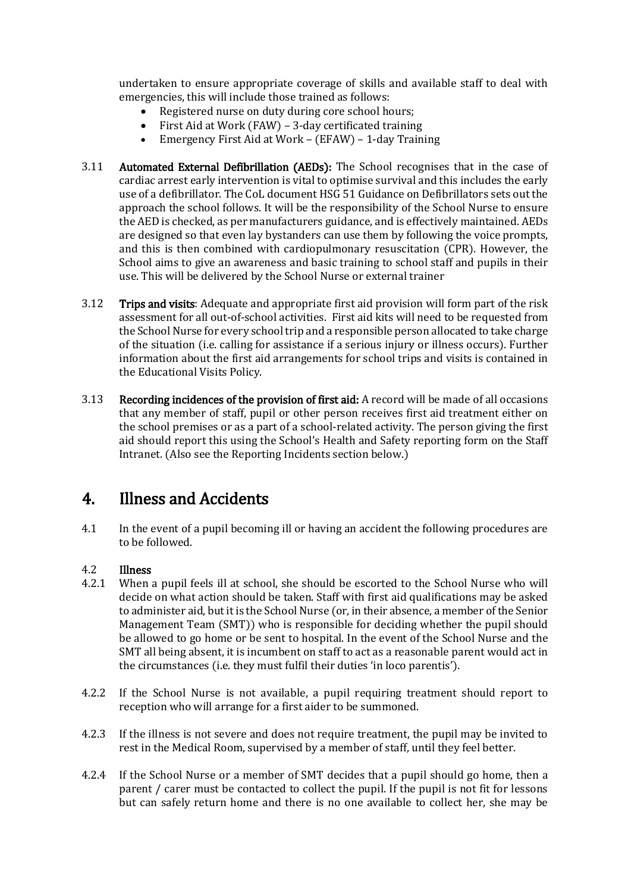undertaken to ensure appropriate coverage of skills and available staff to deal with emergencies, this will include those trained as follows:

- Registered nurse on duty during core school hours;
- First Aid at Work (FAW) – 3-day certificated training
- Emergency First Aid at Work – (EFAW) – 1-day Training

3.11 **Automated External Defibrillation (AEDs):** The School recognises that in the case of cardiac arrest early intervention is vital to optimise survival and this includes the early use of a defibrillator. The CoL document HSG 51 Guidance on Defibrillators sets out the approach the school follows. It will be the responsibility of the School Nurse to ensure the AED is checked, as per manufacturers guidance, and is effectively maintained. AEDs are designed so that even lay bystanders can use them by following the voice prompts, and this is then combined with cardiopulmonary resuscitation (CPR). However, the School aims to give an awareness and basic training to school staff and pupils in their use. This will be delivered by the School Nurse or external trainer

3.12 **Trips and visits**: Adequate and appropriate first aid provision will form part of the risk assessment for all out-of-school activities. First aid kits will need to be requested from the School Nurse for every school trip and a responsible person allocated to take charge of the situation (i.e. calling for assistance if a serious injury or illness occurs). Further information about the first aid arrangements for school trips and visits is contained in the Educational Visits Policy.

3.13 **Recording incidences of the provision of first aid:** A record will be made of all occasions that any member of staff, pupil or other person receives first aid treatment either on the school premises or as a part of a school-related activity. The person giving the first aid should report this using the School's Health and Safety reporting form on the Staff Intranet. (Also see the Reporting Incidents section below.)

## 4. Illness and Accidents

4.1 In the event of a pupil becoming ill or having an accident the following procedures are to be followed.

4.2 **Illness**

4.2.1 When a pupil feels ill at school, she should be escorted to the School Nurse who will decide on what action should be taken. Staff with first aid qualifications may be asked to administer aid, but it is the School Nurse (or, in their absence, a member of the Senior Management Team (SMT)) who is responsible for deciding whether the pupil should be allowed to go home or be sent to hospital. In the event of the School Nurse and the SMT all being absent, it is incumbent on staff to act as a reasonable parent would act in the circumstances (i.e. they must fulfil their duties 'in loco parentis').

4.2.2 If the School Nurse is not available, a pupil requiring treatment should report to reception who will arrange for a first aider to be summoned.

4.2.3 If the illness is not severe and does not require treatment, the pupil may be invited to rest in the Medical Room, supervised by a member of staff, until they feel better.

4.2.4 If the School Nurse or a member of SMT decides that a pupil should go home, then a parent / carer must be contacted to collect the pupil. If the pupil is not fit for lessons but can safely return home and there is no one available to collect her, she may be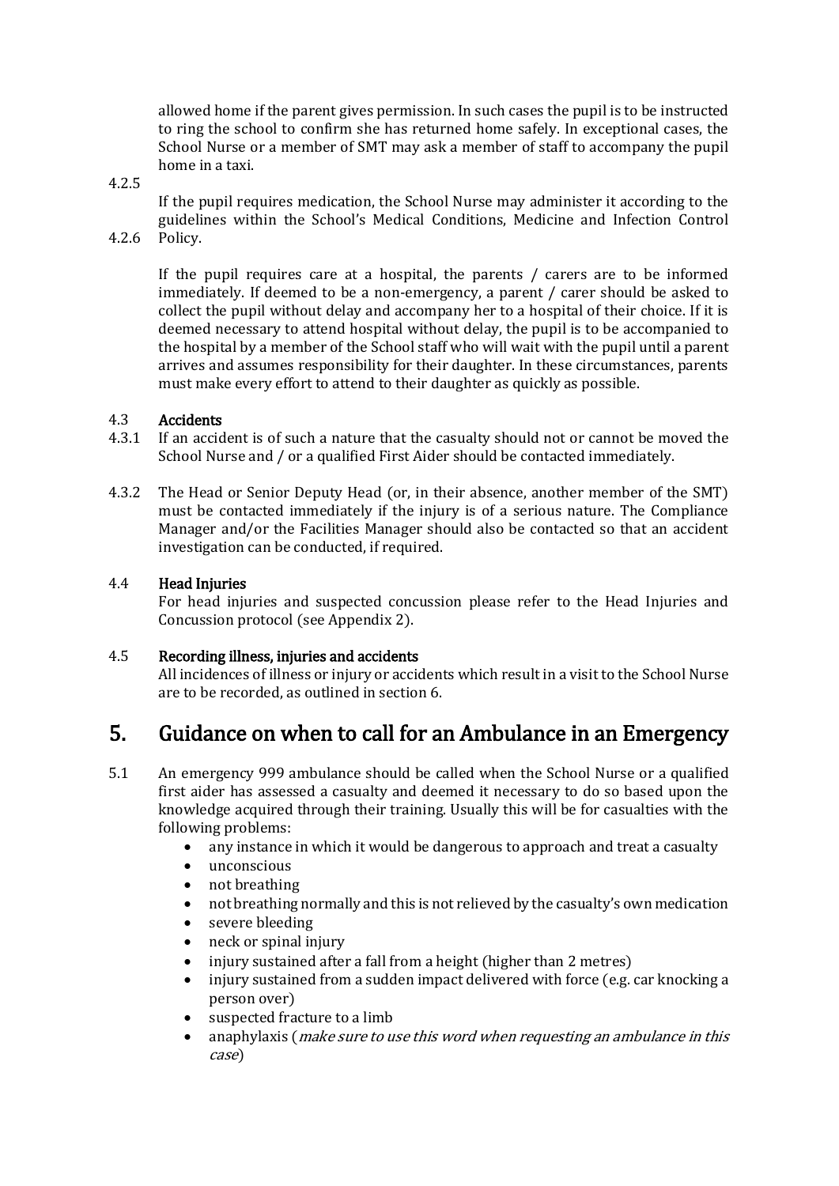allowed home if the parent gives permission. In such cases the pupil is to be instructed to ring the school to confirm she has returned home safely. In exceptional cases, the School Nurse or a member of SMT may ask a member of staff to accompany the pupil home in a taxi.

4.2.5 If the pupil requires medication, the School Nurse may administer it according to the guidelines within the School's Medical Conditions, Medicine and Infection Control Policy.

4.2.6 If the pupil requires care at a hospital, the parents / carers are to be informed immediately. If deemed to be a non-emergency, a parent / carer should be asked to collect the pupil without delay and accompany her to a hospital of their choice. If it is deemed necessary to attend hospital without delay, the pupil is to be accompanied to the hospital by a member of the School staff who will wait with the pupil until a parent arrives and assumes responsibility for their daughter. In these circumstances, parents must make every effort to attend to their daughter as quickly as possible.

4.3 **Accidents**

4.3.1 If an accident is of such a nature that the casualty should not or cannot be moved the School Nurse and / or a qualified First Aider should be contacted immediately.

4.3.2 The Head or Senior Deputy Head (or, in their absence, another member of the SMT) must be contacted immediately if the injury is of a serious nature. The Compliance Manager and/or the Facilities Manager should also be contacted so that an accident investigation can be conducted, if required.

4.4 **Head Injuries**

For head injuries and suspected concussion please refer to the Head Injuries and Concussion protocol (see Appendix 2).

4.5 **Recording illness, injuries and accidents**

All incidences of illness or injury or accidents which result in a visit to the School Nurse are to be recorded, as outlined in section 6.

## 5. Guidance on when to call for an Ambulance in an Emergency

5.1 An emergency 999 ambulance should be called when the School Nurse or a qualified first aider has assessed a casualty and deemed it necessary to do so based upon the knowledge acquired through their training. Usually this will be for casualties with the following problems:

- any instance in which it would be dangerous to approach and treat a casualty
- unconscious
- not breathing
- not breathing normally and this is not relieved by the casualty's own medication
- severe bleeding
- neck or spinal injury
- injury sustained after a fall from a height (higher than 2 metres)
- injury sustained from a sudden impact delivered with force (e.g. car knocking a person over)
- suspected fracture to a limb
- anaphylaxis (*make sure to use this word when requesting an ambulance in this case*)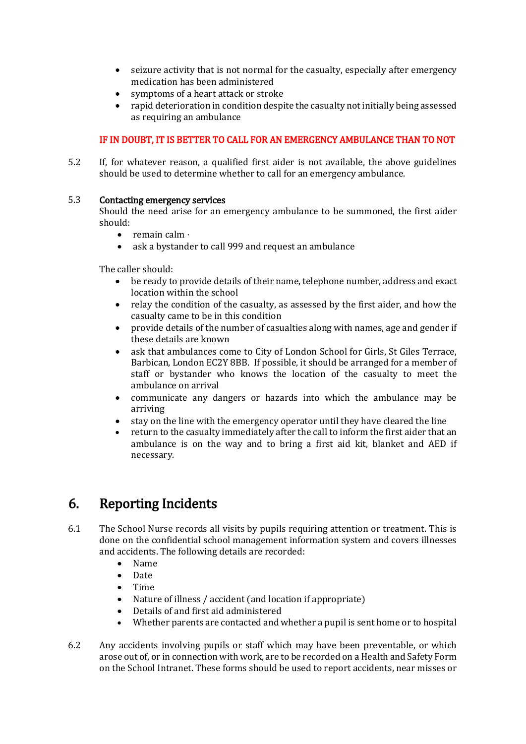- seizure activity that is not normal for the casualty, especially after emergency medication has been administered
- symptoms of a heart attack or stroke
- rapid deterioration in condition despite the casualty not initially being assessed as requiring an ambulance

IF IN DOUBT, IT IS BETTER TO CALL FOR AN EMERGENCY AMBULANCE THAN TO NOT

5.2 If, for whatever reason, a qualified first aider is not available, the above guidelines should be used to determine whether to call for an emergency ambulance.

5.3 **Contacting emergency services**

Should the need arise for an emergency ambulance to be summoned, the first aider should:

- remain calm ·
- ask a bystander to call 999 and request an ambulance

The caller should:

- be ready to provide details of their name, telephone number, address and exact location within the school
- relay the condition of the casualty, as assessed by the first aider, and how the casualty came to be in this condition
- provide details of the number of casualties along with names, age and gender if these details are known
- ask that ambulances come to City of London School for Girls, St Giles Terrace, Barbican, London EC2Y 8BB. If possible, it should be arranged for a member of staff or bystander who knows the location of the casualty to meet the ambulance on arrival
- communicate any dangers or hazards into which the ambulance may be arriving
- stay on the line with the emergency operator until they have cleared the line
- return to the casualty immediately after the call to inform the first aider that an ambulance is on the way and to bring a first aid kit, blanket and AED if necessary.

## 6. Reporting Incidents

6.1 The School Nurse records all visits by pupils requiring attention or treatment. This is done on the confidential school management information system and covers illnesses and accidents. The following details are recorded:

- Name
- Date
- Time
- Nature of illness / accident (and location if appropriate)
- Details of and first aid administered
- Whether parents are contacted and whether a pupil is sent home or to hospital

6.2 Any accidents involving pupils or staff which may have been preventable, or which arose out of, or in connection with work, are to be recorded on a Health and Safety Form on the School Intranet. These forms should be used to report accidents, near misses or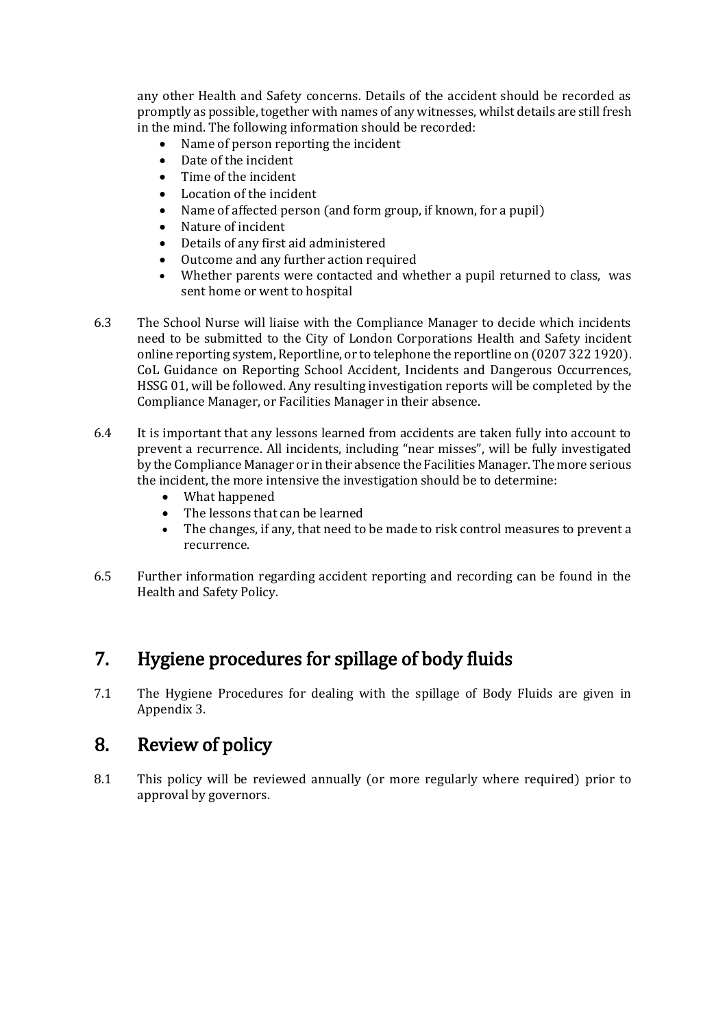any other Health and Safety concerns. Details of the accident should be recorded as promptly as possible, together with names of any witnesses, whilst details are still fresh in the mind. The following information should be recorded:

- Name of person reporting the incident
- Date of the incident
- Time of the incident
- Location of the incident
- Name of affected person (and form group, if known, for a pupil)
- Nature of incident
- Details of any first aid administered
- Outcome and any further action required
- Whether parents were contacted and whether a pupil returned to class, was sent home or went to hospital

6.3 The School Nurse will liaise with the Compliance Manager to decide which incidents need to be submitted to the City of London Corporations Health and Safety incident online reporting system, Reportline, or to telephone the reportline on (0207 322 1920). CoL Guidance on Reporting School Accident, Incidents and Dangerous Occurrences, HSSG 01, will be followed. Any resulting investigation reports will be completed by the Compliance Manager, or Facilities Manager in their absence.

6.4 It is important that any lessons learned from accidents are taken fully into account to prevent a recurrence. All incidents, including "near misses", will be fully investigated by the Compliance Manager or in their absence the Facilities Manager. The more serious the incident, the more intensive the investigation should be to determine:

- What happened
- The lessons that can be learned
- The changes, if any, that need to be made to risk control measures to prevent a recurrence.

6.5 Further information regarding accident reporting and recording can be found in the Health and Safety Policy.

## 7. Hygiene procedures for spillage of body fluids

7.1 The Hygiene Procedures for dealing with the spillage of Body Fluids are given in Appendix 3.

## 8. Review of policy

8.1 This policy will be reviewed annually (or more regularly where required) prior to approval by governors.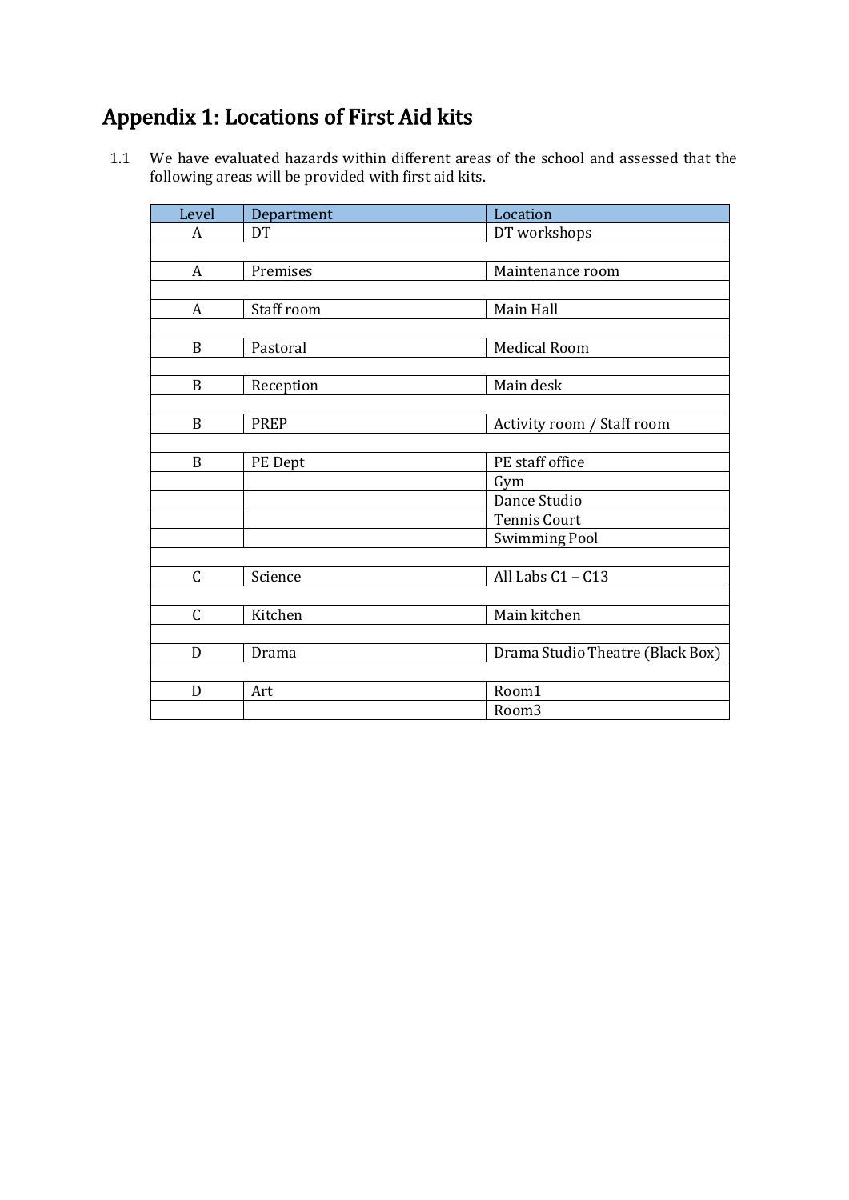# Appendix 1: Locations of First Aid kits

1.1 We have evaluated hazards within different areas of the school and assessed that the following areas will be provided with first aid kits.

| Level | Department | Location |
|---|---|---|
| A | DT | DT workshops |
| | | |
| A | Premises | Maintenance room |
| | | |
| A | Staff room | Main Hall |
| | | |
| B | Pastoral | Medical Room |
| | | |
| B | Reception | Main desk |
| | | |
| B | PREP | Activity room / Staff room |
| | | |
| B | PE Dept | PE staff office |
| | | Gym |
| | | Dance Studio |
| | | Tennis Court |
| | | Swimming Pool |
| | | |
| C | Science | All Labs C1 – C13 |
| | | |
| C | Kitchen | Main kitchen |
| | | |
| D | Drama | Drama Studio Theatre (Black Box) |
| | | |
| D | Art | Room1 |
| | | Room3 |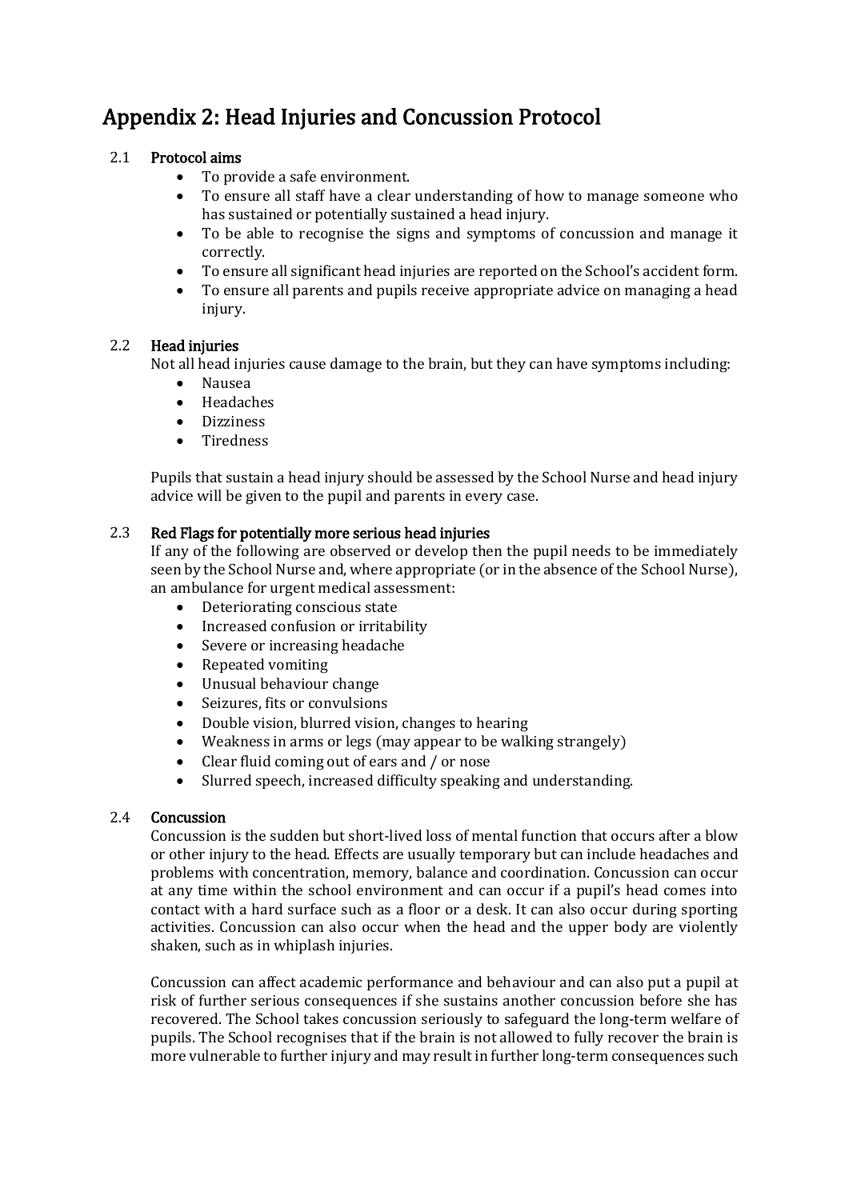# Appendix 2: Head Injuries and Concussion Protocol

## 2.1 Protocol aims

- To provide a safe environment.
- To ensure all staff have a clear understanding of how to manage someone who has sustained or potentially sustained a head injury.
- To be able to recognise the signs and symptoms of concussion and manage it correctly.
- To ensure all significant head injuries are reported on the School's accident form.
- To ensure all parents and pupils receive appropriate advice on managing a head injury.

## 2.2 Head injuries

Not all head injuries cause damage to the brain, but they can have symptoms including:

- Nausea
- Headaches
- Dizziness
- Tiredness

Pupils that sustain a head injury should be assessed by the School Nurse and head injury advice will be given to the pupil and parents in every case.

## 2.3 Red Flags for potentially more serious head injuries

If any of the following are observed or develop then the pupil needs to be immediately seen by the School Nurse and, where appropriate (or in the absence of the School Nurse), an ambulance for urgent medical assessment:

- Deteriorating conscious state
- Increased confusion or irritability
- Severe or increasing headache
- Repeated vomiting
- Unusual behaviour change
- Seizures, fits or convulsions
- Double vision, blurred vision, changes to hearing
- Weakness in arms or legs (may appear to be walking strangely)
- Clear fluid coming out of ears and / or nose
- Slurred speech, increased difficulty speaking and understanding.

## 2.4 Concussion

Concussion is the sudden but short-lived loss of mental function that occurs after a blow or other injury to the head. Effects are usually temporary but can include headaches and problems with concentration, memory, balance and coordination. Concussion can occur at any time within the school environment and can occur if a pupil's head comes into contact with a hard surface such as a floor or a desk. It can also occur during sporting activities. Concussion can also occur when the head and the upper body are violently shaken, such as in whiplash injuries.

Concussion can affect academic performance and behaviour and can also put a pupil at risk of further serious consequences if she sustains another concussion before she has recovered. The School takes concussion seriously to safeguard the long-term welfare of pupils. The School recognises that if the brain is not allowed to fully recover the brain is more vulnerable to further injury and may result in further long-term consequences such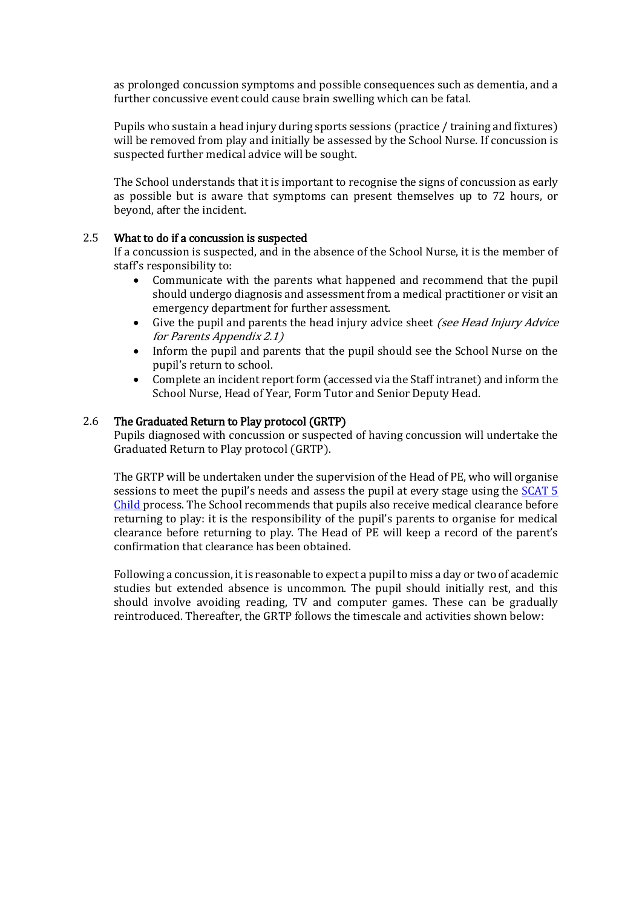as prolonged concussion symptoms and possible consequences such as dementia, and a further concussive event could cause brain swelling which can be fatal.

Pupils who sustain a head injury during sports sessions (practice / training and fixtures) will be removed from play and initially be assessed by the School Nurse. If concussion is suspected further medical advice will be sought.

The School understands that it is important to recognise the signs of concussion as early as possible but is aware that symptoms can present themselves up to 72 hours, or beyond, after the incident.

### 2.5 What to do if a concussion is suspected

If a concussion is suspected, and in the absence of the School Nurse, it is the member of staff's responsibility to:

- Communicate with the parents what happened and recommend that the pupil should undergo diagnosis and assessment from a medical practitioner or visit an emergency department for further assessment.
- Give the pupil and parents the head injury advice sheet *(see Head Injury Advice for Parents Appendix 2.1)*
- Inform the pupil and parents that the pupil should see the School Nurse on the pupil's return to school.
- Complete an incident report form (accessed via the Staff intranet) and inform the School Nurse, Head of Year, Form Tutor and Senior Deputy Head.

### 2.6 The Graduated Return to Play protocol (GRTP)

Pupils diagnosed with concussion or suspected of having concussion will undertake the Graduated Return to Play protocol (GRTP).

The GRTP will be undertaken under the supervision of the Head of PE, who will organise sessions to meet the pupil's needs and assess the pupil at every stage using the SCAT 5 Child process. The School recommends that pupils also receive medical clearance before returning to play: it is the responsibility of the pupil's parents to organise for medical clearance before returning to play. The Head of PE will keep a record of the parent's confirmation that clearance has been obtained.

Following a concussion, it is reasonable to expect a pupil to miss a day or two of academic studies but extended absence is uncommon. The pupil should initially rest, and this should involve avoiding reading, TV and computer games. These can be gradually reintroduced. Thereafter, the GRTP follows the timescale and activities shown below: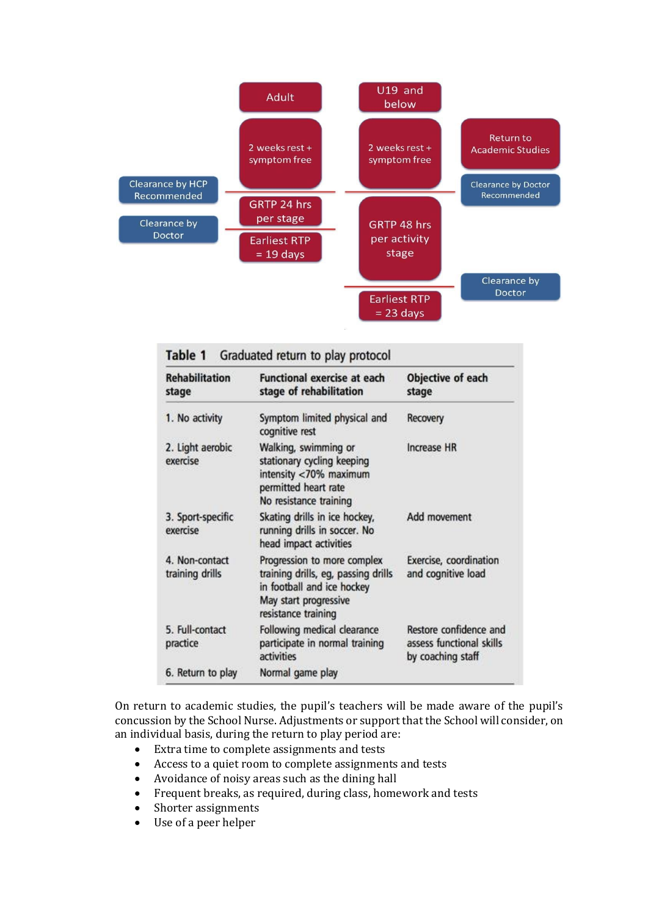| | Adult | U19 and below | |
|---|---|---|---|
| | 2 weeks rest + symptom free | 2 weeks rest + symptom free | Return to Academic Studies |
| Clearance by HCP Recommended | GRTP 24 hrs per stage | GRTP 48 hrs per activity stage | Clearance by Doctor Recommended |
| Clearance by Doctor | Earliest RTP = 19 days | | |
| | | | Clearance by Doctor |
| | | Earliest RTP = 23 days | |

**Table 1** Graduated return to play protocol

| Rehabilitation stage | Functional exercise at each stage of rehabilitation | Objective of each stage |
|---|---|---|
| 1. No activity | Symptom limited physical and cognitive rest | Recovery |
| 2. Light aerobic exercise | Walking, swimming or stationary cycling keeping intensity <70% maximum permitted heart rate<br>No resistance training | Increase HR |
| 3. Sport-specific exercise | Skating drills in ice hockey, running drills in soccer. No head impact activities | Add movement |
| 4. Non-contact training drills | Progression to more complex training drills, eg, passing drills in football and ice hockey<br>May start progressive resistance training | Exercise, coordination and cognitive load |
| 5. Full-contact practice | Following medical clearance participate in normal training activities | Restore confidence and assess functional skills by coaching staff |
| 6. Return to play | Normal game play | |

On return to academic studies, the pupil's teachers will be made aware of the pupil's concussion by the School Nurse. Adjustments or support that the School will consider, on an individual basis, during the return to play period are:

- Extra time to complete assignments and tests
- Access to a quiet room to complete assignments and tests
- Avoidance of noisy areas such as the dining hall
- Frequent breaks, as required, during class, homework and tests
- Shorter assignments
- Use of a peer helper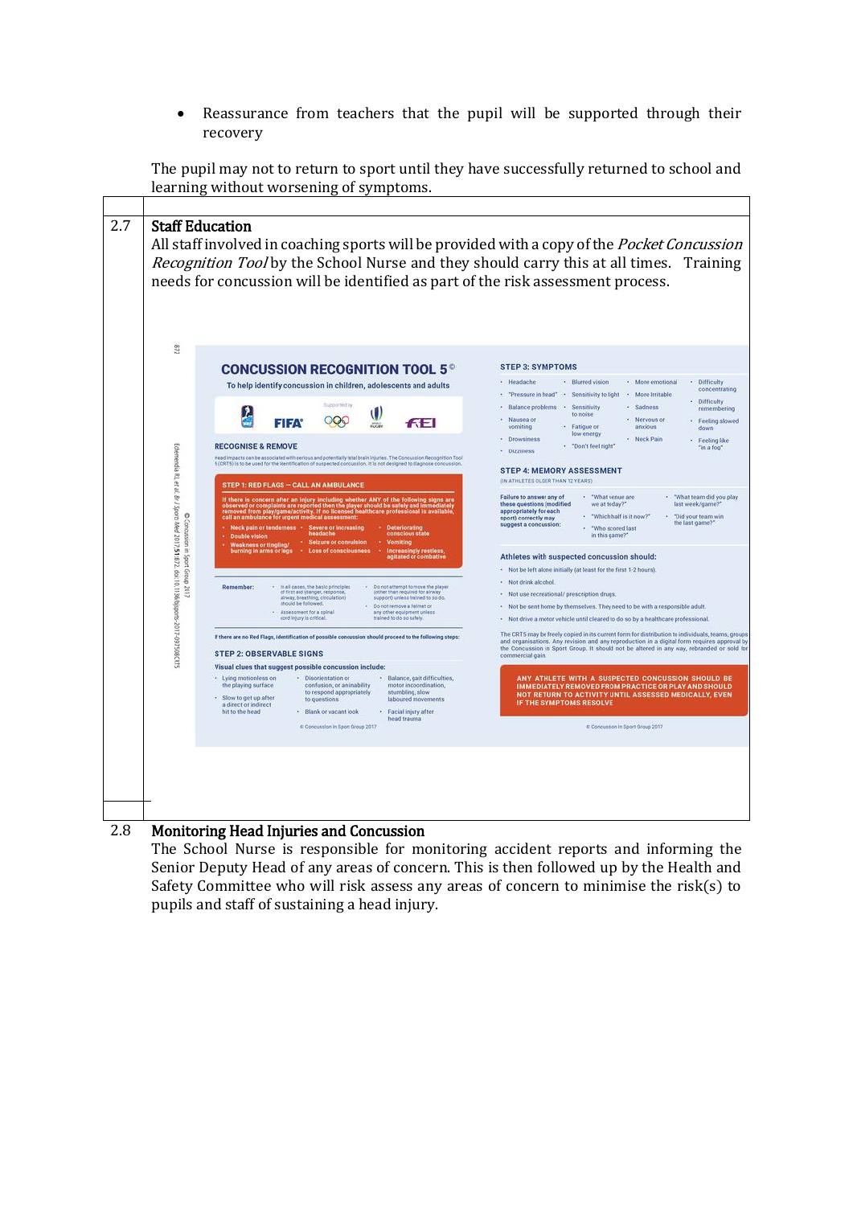- Reassurance from teachers that the pupil will be supported through their recovery

The pupil may not to return to sport until they have successfully returned to school and learning without worsening of symptoms.

2.7 **Staff Education**

All staff involved in coaching sports will be provided with a copy of the *Pocket Concussion Recognition Tool* by the School Nurse and they should carry this at all times. Training needs for concussion will be identified as part of the risk assessment process.

## CONCUSSION RECOGNITION TOOL 5©

To help identify concussion in children, adolescents and adults

Supported by

FIFA

### RECOGNISE & REMOVE

Head impacts can be associated with serious and potentially fatal brain injuries. The Concussion Recognition Tool 5 (CRT5) is to be used for the identification of suspected concussion. It is not designed to diagnose concussion.

### STEP 1: RED FLAGS — CALL AN AMBULANCE

If there is concern after an injury including whether ANY of the following signs are observed or complaints are reported then the player should be safely and immediately removed from play/game/activity. If no licensed healthcare professional is available, call an ambulance for urgent medical assessment:

- Neck pain or tenderness
- Double vision
- Weakness or tingling/burning in arms or legs
- Severe or increasing headache
- Seizure or convulsion
- Loss of consciousness
- Deteriorating conscious state
- Vomiting
- Increasingly restless, agitated or combative

Remember:

- In all cases, the basic principles of first aid (danger, response, airway, breathing, circulation) should be followed.
- Assessment for a spinal cord injury is critical.
- Do not attempt to move the player (other than required for airway support) unless trained to so do.
- Do not remove a helmet or any other equipment unless trained to do so safely.

If there are no Red Flags, identification of possible concussion should proceed to the following steps:

### STEP 2: OBSERVABLE SIGNS

Visual clues that suggest possible concussion include:

- Lying motionless on the playing surface
- Slow to get up after a direct or indirect hit to the head
- Disorientation or confusion, or an inability to respond appropriately to questions
- Blank or vacant look
- Balance, gait difficulties, motor incoordination, stumbling, slow laboured movements
- Facial injury after head trauma

© Concussion in Sport Group 2017

### STEP 3: SYMPTOMS

- Headache
- "Pressure in head"
- Balance problems
- Nausea or vomiting
- Drowsiness
- Dizziness
- Blurred vision
- Sensitivity to light
- Sensitivity to noise
- Fatigue or low energy
- "Don't feel right"
- More emotional
- More Irritable
- Sadness
- Nervous or anxious
- Neck Pain
- Difficulty concentrating
- Difficulty remembering
- Feeling slowed down
- Feeling like "in a fog"

### STEP 4: MEMORY ASSESSMENT

(IN ATHLETES OLDER THAN 12 YEARS)

Failure to answer any of these questions (modified appropriately for each sport) correctly may suggest a concussion:

- "What venue are we at today?"
- "Which half is it now?"
- "Who scored last in this game?"
- "What team did you play last week/game?"
- "Did your team win the last game?"

Athletes with suspected concussion should:

- Not be left alone initially (at least for the first 1-2 hours).
- Not drink alcohol.
- Not use recreational/ prescription drugs.
- Not be sent home by themselves. They need to be with a responsible adult.
- Not drive a motor vehicle until cleared to do so by a healthcare professional.

The CRT5 may be freely copied in its current form for distribution to individuals, teams, groups and organisations. Any revision and any reproduction in a digital form requires approval by the Concussion in Sport Group. It should not be altered in any way, rebranded or sold for commercial gain.

**ANY ATHLETE WITH A SUSPECTED CONCUSSION SHOULD BE IMMEDIATELY REMOVED FROM PRACTICE OR PLAY AND SHOULD NOT RETURN TO ACTIVITY UNTIL ASSESSED MEDICALLY, EVEN IF THE SYMPTOMS RESOLVE**

© Concussion in Sport Group 2017

Echemendia RJ, et al. Br J Sports Med 2017;51:872. doi:10.1136/bjsports-2017-097508CRT5

2.8 **Monitoring Head Injuries and Concussion**

The School Nurse is responsible for monitoring accident reports and informing the Senior Deputy Head of any areas of concern. This is then followed up by the Health and Safety Committee who will risk assess any areas of concern to minimise the risk(s) to pupils and staff of sustaining a head injury.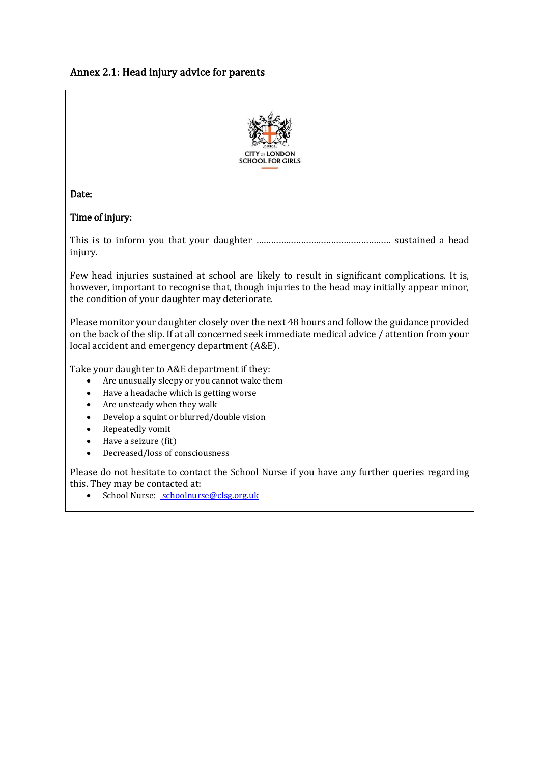## Annex 2.1: Head injury advice for parents

CITY OF LONDON SCHOOL FOR GIRLS

**Date:**

**Time of injury:**

This is to inform you that your daughter ……………………………………………… sustained a head injury.

Few head injuries sustained at school are likely to result in significant complications. It is, however, important to recognise that, though injuries to the head may initially appear minor, the condition of your daughter may deteriorate.

Please monitor your daughter closely over the next 48 hours and follow the guidance provided on the back of the slip. If at all concerned seek immediate medical advice / attention from your local accident and emergency department (A&E).

Take your daughter to A&E department if they:

- Are unusually sleepy or you cannot wake them
- Have a headache which is getting worse
- Are unsteady when they walk
- Develop a squint or blurred/double vision
- Repeatedly vomit
- Have a seizure (fit)
- Decreased/loss of consciousness

Please do not hesitate to contact the School Nurse if you have any further queries regarding this. They may be contacted at:

- School Nurse: schoolnurse@clsg.org.uk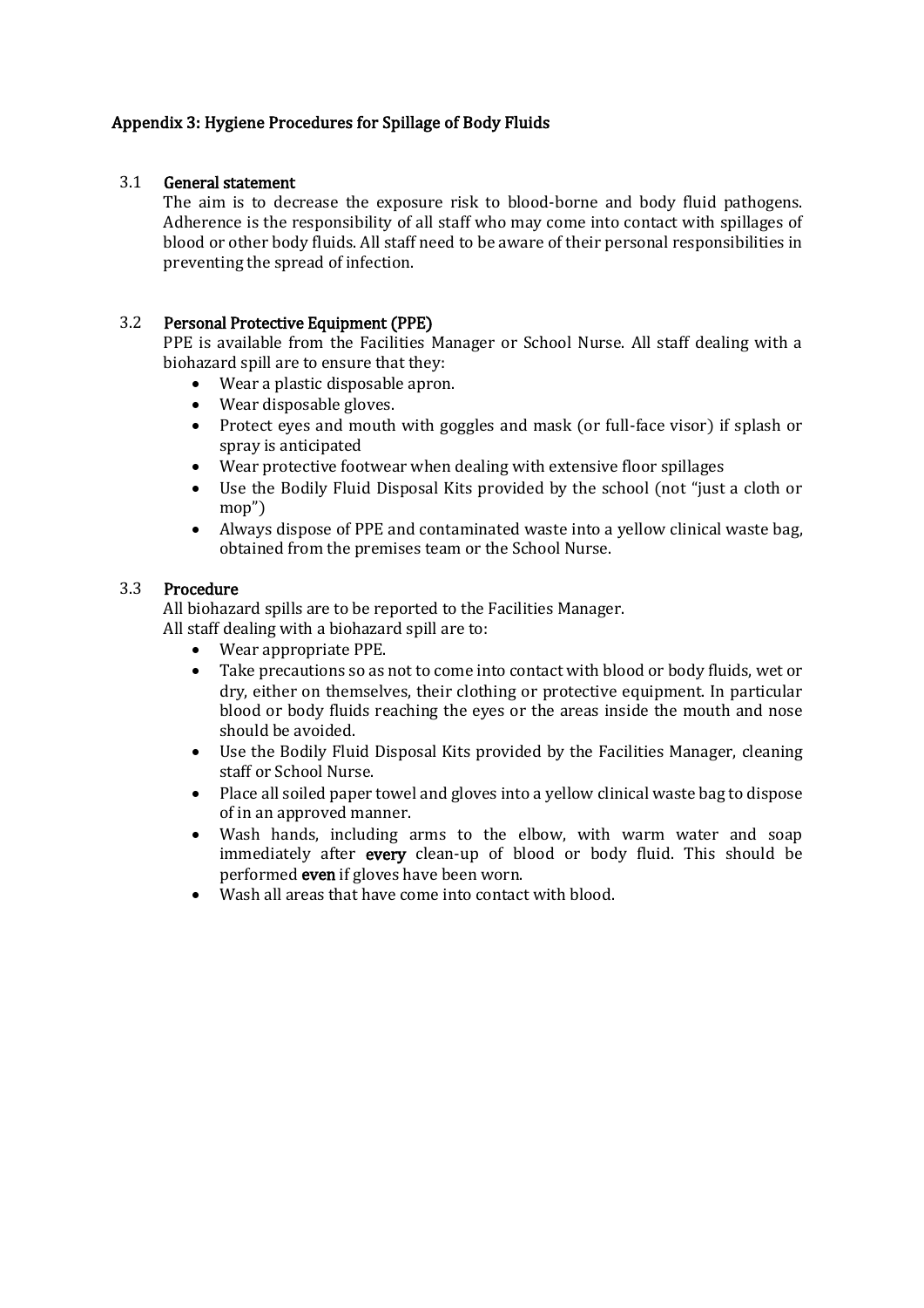## Appendix 3: Hygiene Procedures for Spillage of Body Fluids

### 3.1 General statement

The aim is to decrease the exposure risk to blood-borne and body fluid pathogens. Adherence is the responsibility of all staff who may come into contact with spillages of blood or other body fluids. All staff need to be aware of their personal responsibilities in preventing the spread of infection.

### 3.2 Personal Protective Equipment (PPE)

PPE is available from the Facilities Manager or School Nurse. All staff dealing with a biohazard spill are to ensure that they:

- Wear a plastic disposable apron.
- Wear disposable gloves.
- Protect eyes and mouth with goggles and mask (or full-face visor) if splash or spray is anticipated
- Wear protective footwear when dealing with extensive floor spillages
- Use the Bodily Fluid Disposal Kits provided by the school (not "just a cloth or mop")
- Always dispose of PPE and contaminated waste into a yellow clinical waste bag, obtained from the premises team or the School Nurse.

### 3.3 Procedure

All biohazard spills are to be reported to the Facilities Manager.
All staff dealing with a biohazard spill are to:

- Wear appropriate PPE.
- Take precautions so as not to come into contact with blood or body fluids, wet or dry, either on themselves, their clothing or protective equipment. In particular blood or body fluids reaching the eyes or the areas inside the mouth and nose should be avoided.
- Use the Bodily Fluid Disposal Kits provided by the Facilities Manager, cleaning staff or School Nurse.
- Place all soiled paper towel and gloves into a yellow clinical waste bag to dispose of in an approved manner.
- Wash hands, including arms to the elbow, with warm water and soap immediately after **every** clean-up of blood or body fluid. This should be performed **even** if gloves have been worn.
- Wash all areas that have come into contact with blood.